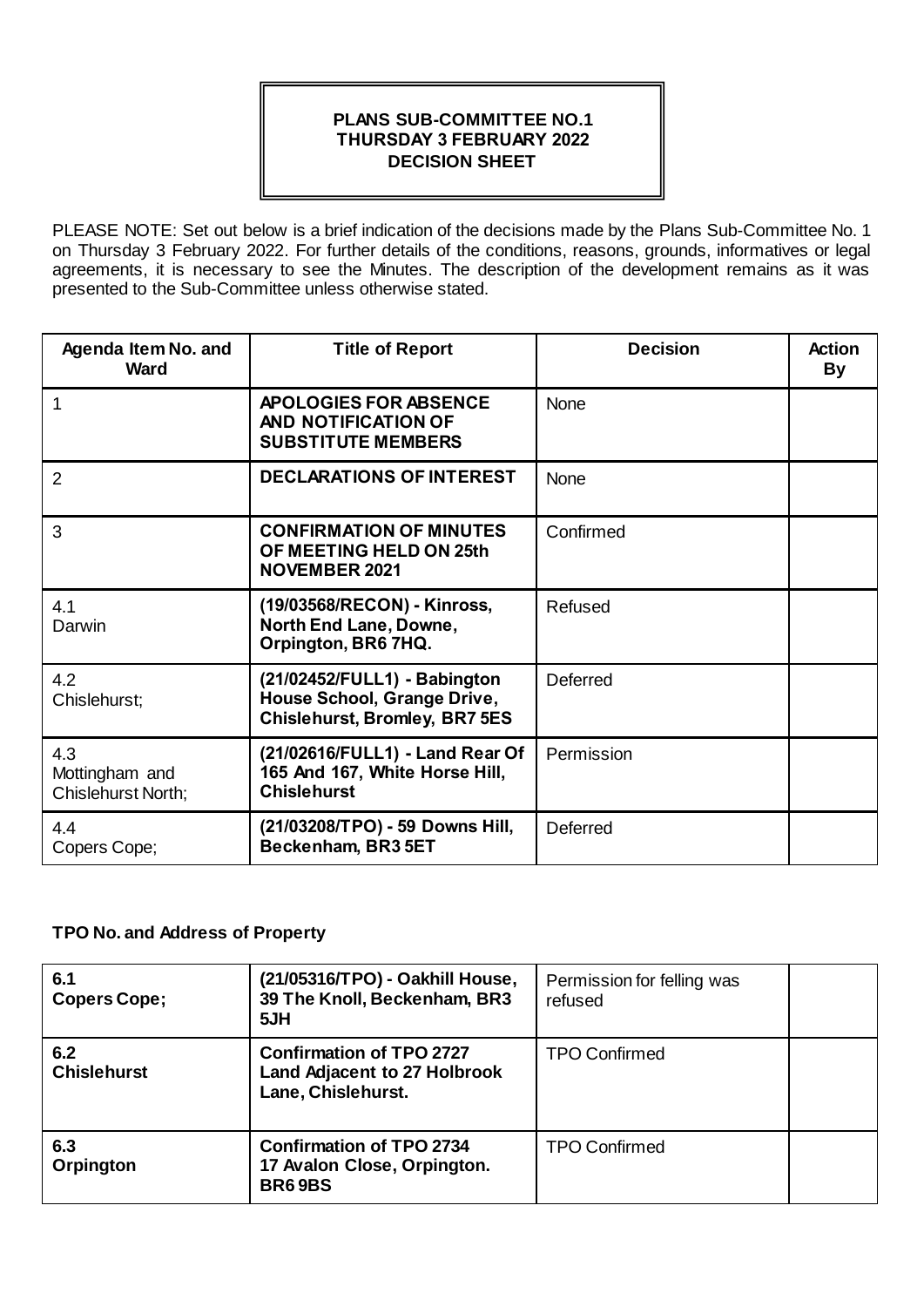# PLANS SUB-COMMITTEE NO.1
# THURSDAY 3 FEBRUARY 2022
# DECISION SHEET

PLEASE NOTE: Set out below is a brief indication of the decisions made by the Plans Sub-Committee No. 1 on Thursday 3 February 2022. For further details of the conditions, reasons, grounds, informatives or legal agreements, it is necessary to see the Minutes. The description of the development remains as it was presented to the Sub-Committee unless otherwise stated.

| Agenda Item No. and Ward | Title of Report | Decision | Action By |
|---|---|---|---|
| 1 | **APOLOGIES FOR ABSENCE AND NOTIFICATION OF SUBSTITUTE MEMBERS** | None | |
| 2 | **DECLARATIONS OF INTEREST** | None | |
| 3 | **CONFIRMATION OF MINUTES OF MEETING HELD ON 25th NOVEMBER 2021** | Confirmed | |
| 4.1 Darwin | **(19/03568/RECON) - Kinross, North End Lane, Downe, Orpington, BR6 7HQ.** | Refused | |
| 4.2 Chislehurst; | **(21/02452/FULL1) - Babington House School, Grange Drive, Chislehurst, Bromley, BR7 5ES** | Deferred | |
| 4.3 Mottingham and Chislehurst North; | **(21/02616/FULL1) - Land Rear Of 165 And 167, White Horse Hill, Chislehurst** | Permission | |
| 4.4 Copers Cope; | **(21/03208/TPO) - 59 Downs Hill, Beckenham, BR3 5ET** | Deferred | |

**TPO No. and Address of Property**

| | | | |
|---|---|---|---|
| **6.1 Copers Cope;** | **(21/05316/TPO) - Oakhill House, 39 The Knoll, Beckenham, BR3 5JH** | Permission for felling was refused | |
| **6.2 Chislehurst** | **Confirmation of TPO 2727 Land Adjacent to 27 Holbrook Lane, Chislehurst.** | TPO Confirmed | |
| **6.3 Orpington** | **Confirmation of TPO 2734 17 Avalon Close, Orpington. BR6 9BS** | TPO Confirmed | |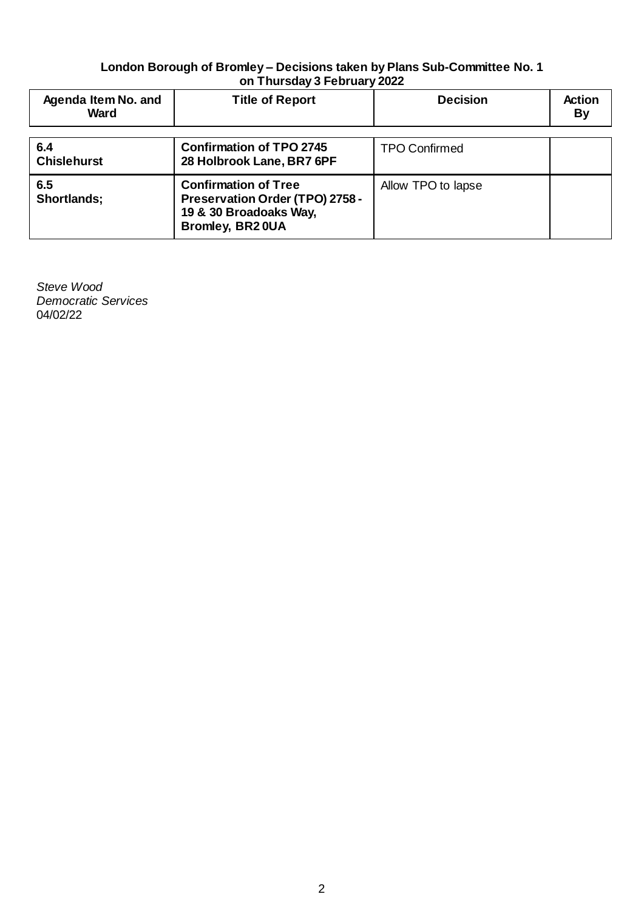**London Borough of Bromley – Decisions taken by Plans Sub-Committee No. 1 on Thursday 3 February 2022**

| Agenda Item No. and Ward | Title of Report | Decision | Action By |
|---|---|---|---|
| **6.4 Chislehurst** | **Confirmation of TPO 2745 28 Holbrook Lane, BR7 6PF** | TPO Confirmed | |
| **6.5 Shortlands;** | **Confirmation of Tree Preservation Order (TPO) 2758 - 19 & 30 Broadoaks Way, Bromley, BR2 0UA** | Allow TPO to lapse | |

*Steve Wood*
*Democratic Services*
04/02/22